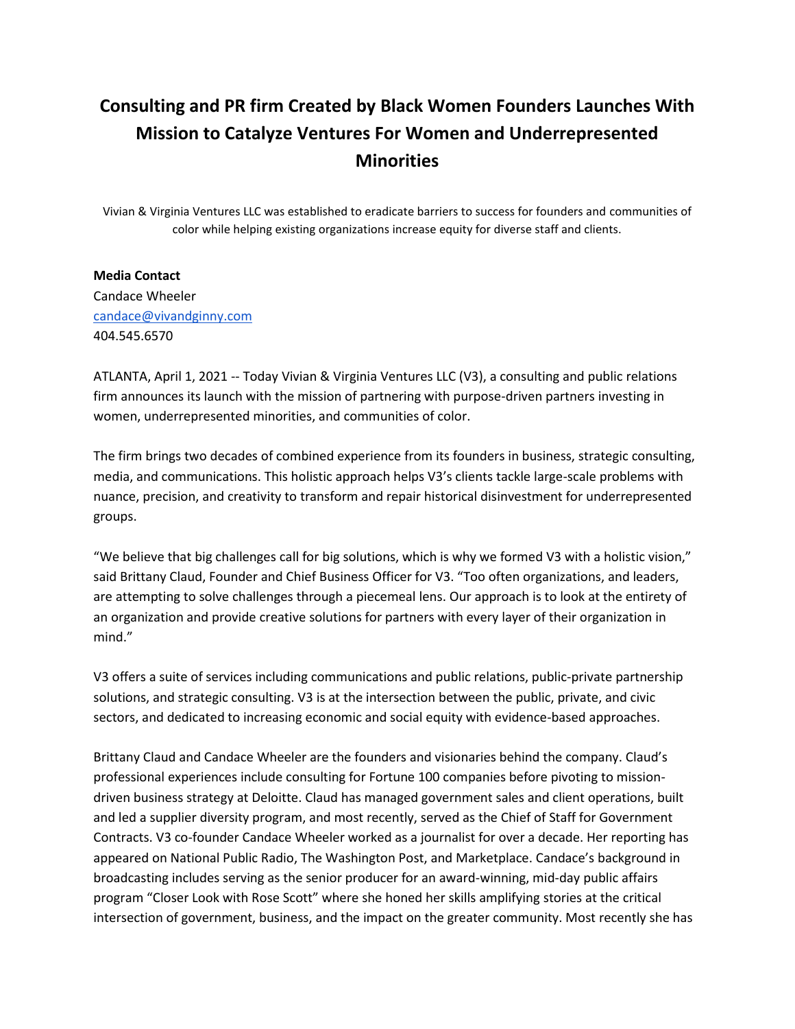# Consulting and PR firm Created by Black Women Founders Launches With Mission to Catalyze Ventures For Women and Underrepresented Minorities

Vivian & Virginia Ventures LLC was established to eradicate barriers to success for founders and communities of color while helping existing organizations increase equity for diverse staff and clients.

**Media Contact**
Candace Wheeler
candace@vivandginny.com
404.545.6570

ATLANTA, April 1, 2021 -- Today Vivian & Virginia Ventures LLC (V3), a consulting and public relations firm announces its launch with the mission of partnering with purpose-driven partners investing in women, underrepresented minorities, and communities of color.

The firm brings two decades of combined experience from its founders in business, strategic consulting, media, and communications. This holistic approach helps V3's clients tackle large-scale problems with nuance, precision, and creativity to transform and repair historical disinvestment for underrepresented groups.

"We believe that big challenges call for big solutions, which is why we formed V3 with a holistic vision," said Brittany Claud, Founder and Chief Business Officer for V3. "Too often organizations, and leaders, are attempting to solve challenges through a piecemeal lens. Our approach is to look at the entirety of an organization and provide creative solutions for partners with every layer of their organization in mind."

V3 offers a suite of services including communications and public relations, public-private partnership solutions, and strategic consulting. V3 is at the intersection between the public, private, and civic sectors, and dedicated to increasing economic and social equity with evidence-based approaches.

Brittany Claud and Candace Wheeler are the founders and visionaries behind the company. Claud's professional experiences include consulting for Fortune 100 companies before pivoting to mission-driven business strategy at Deloitte. Claud has managed government sales and client operations, built and led a supplier diversity program, and most recently, served as the Chief of Staff for Government Contracts. V3 co-founder Candace Wheeler worked as a journalist for over a decade. Her reporting has appeared on National Public Radio, The Washington Post, and Marketplace. Candace's background in broadcasting includes serving as the senior producer for an award-winning, mid-day public affairs program "Closer Look with Rose Scott" where she honed her skills amplifying stories at the critical intersection of government, business, and the impact on the greater community. Most recently she has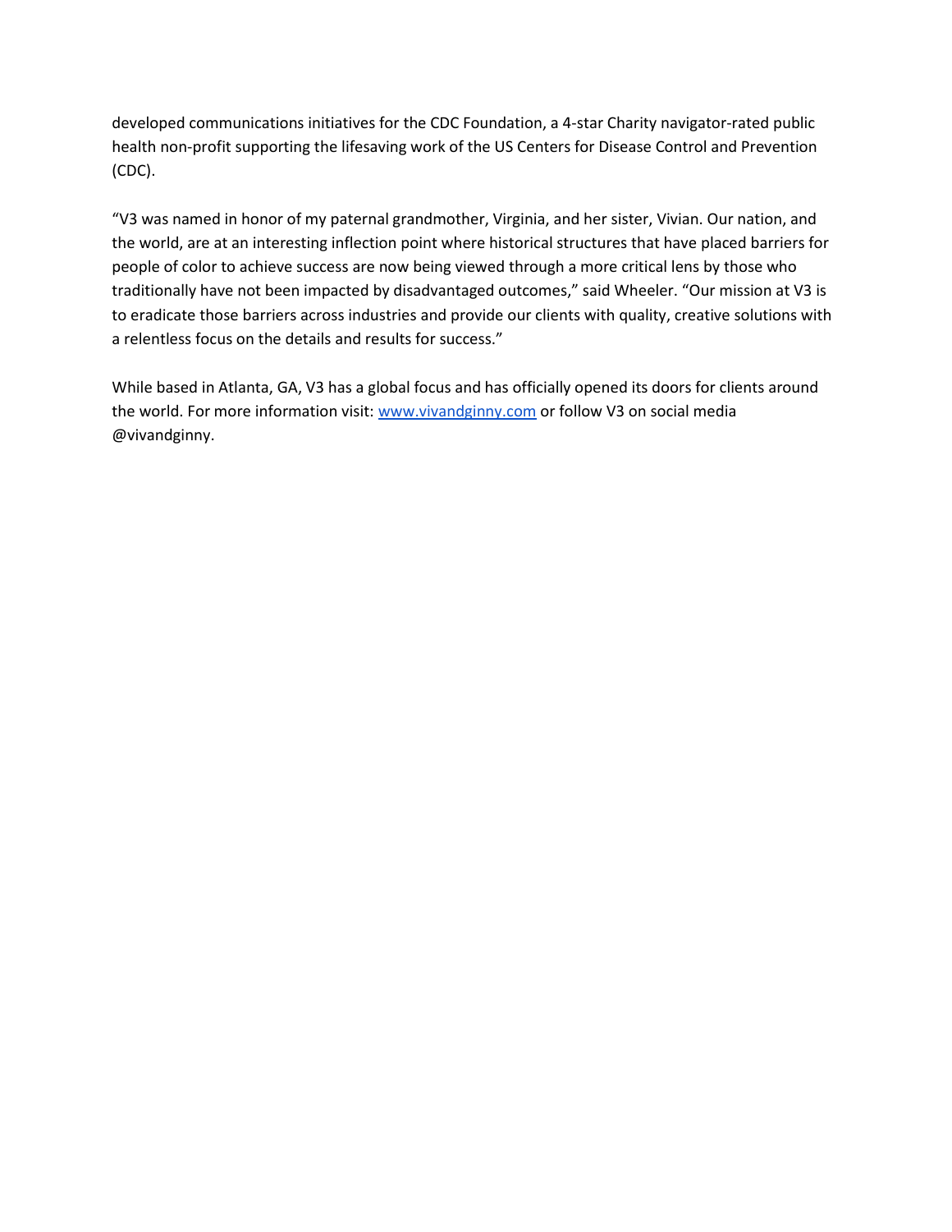developed communications initiatives for the CDC Foundation, a 4-star Charity navigator-rated public health non-profit supporting the lifesaving work of the US Centers for Disease Control and Prevention (CDC).

"V3 was named in honor of my paternal grandmother, Virginia, and her sister, Vivian. Our nation, and the world, are at an interesting inflection point where historical structures that have placed barriers for people of color to achieve success are now being viewed through a more critical lens by those who traditionally have not been impacted by disadvantaged outcomes," said Wheeler. "Our mission at V3 is to eradicate those barriers across industries and provide our clients with quality, creative solutions with a relentless focus on the details and results for success."

While based in Atlanta, GA, V3 has a global focus and has officially opened its doors for clients around the world. For more information visit: [www.vivandginny.com](http://www.vivandginny.com) or follow V3 on social media @vivandginny.